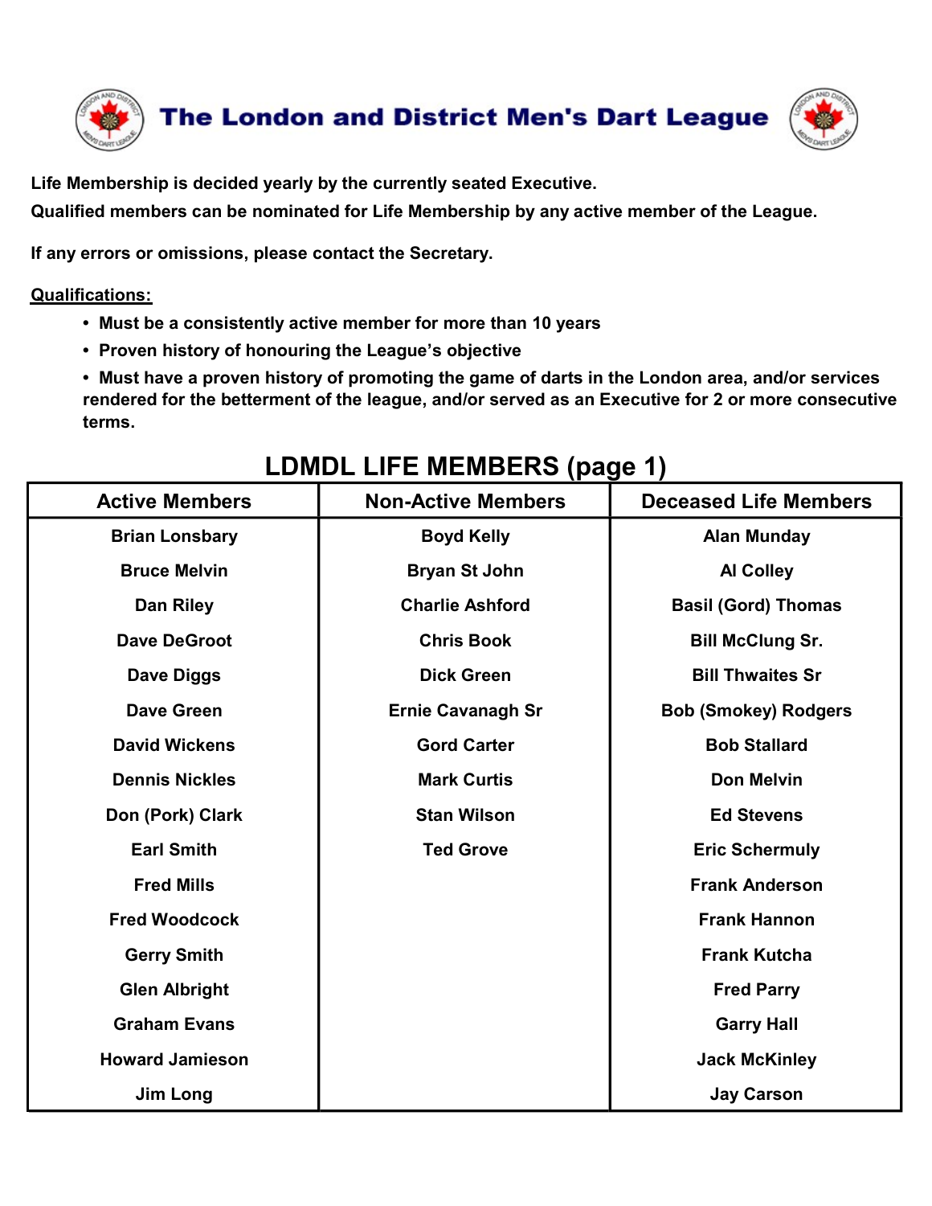# The London and District Men's Dart League

**Life Membership is decided yearly by the currently seated Executive.**

**Qualified members can be nominated for Life Membership by any active member of the League.**

**If any errors or omissions, please contact the Secretary.**

**Qualifications:**

- **Must be a consistently active member for more than 10 years**
- **Proven history of honouring the League's objective**
- **Must have a proven history of promoting the game of darts in the London area, and/or services rendered for the betterment of the league, and/or served as an Executive for 2 or more consecutive terms.**

## LDMDL LIFE MEMBERS (page 1)

| Active Members | Non-Active Members | Deceased Life Members |
|---|---|---|
| Brian Lonsbary | Boyd Kelly | Alan Munday |
| Bruce Melvin | Bryan St John | Al Colley |
| Dan Riley | Charlie Ashford | Basil (Gord) Thomas |
| Dave DeGroot | Chris Book | Bill McClung Sr. |
| Dave Diggs | Dick Green | Bill Thwaites Sr |
| Dave Green | Ernie Cavanagh Sr | Bob (Smokey) Rodgers |
| David Wickens | Gord Carter | Bob Stallard |
| Dennis Nickles | Mark Curtis | Don Melvin |
| Don (Pork) Clark | Stan Wilson | Ed Stevens |
| Earl Smith | Ted Grove | Eric Schermuly |
| Fred Mills | | Frank Anderson |
| Fred Woodcock | | Frank Hannon |
| Gerry Smith | | Frank Kutcha |
| Glen Albright | | Fred Parry |
| Graham Evans | | Garry Hall |
| Howard Jamieson | | Jack McKinley |
| Jim Long | | Jay Carson |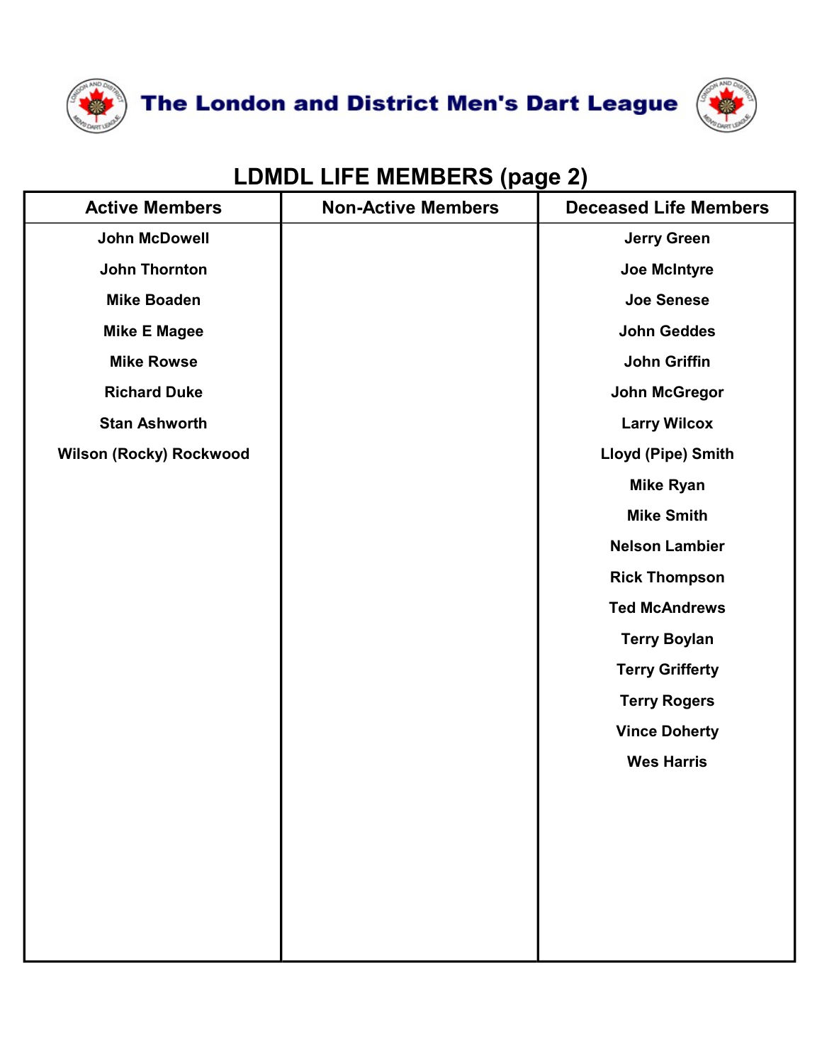# The London and District Men's Dart League

## LDMDL LIFE MEMBERS (page 2)

| Active Members | Non-Active Members | Deceased Life Members |
|---|---|---|
| John McDowell | | Jerry Green |
| John Thornton | | Joe McIntyre |
| Mike Boaden | | Joe Senese |
| Mike E Magee | | John Geddes |
| Mike Rowse | | John Griffin |
| Richard Duke | | John McGregor |
| Stan Ashworth | | Larry Wilcox |
| Wilson (Rocky) Rockwood | | Lloyd (Pipe) Smith |
| | | Mike Ryan |
| | | Mike Smith |
| | | Nelson Lambier |
| | | Rick Thompson |
| | | Ted McAndrews |
| | | Terry Boylan |
| | | Terry Grifferty |
| | | Terry Rogers |
| | | Vince Doherty |
| | | Wes Harris |